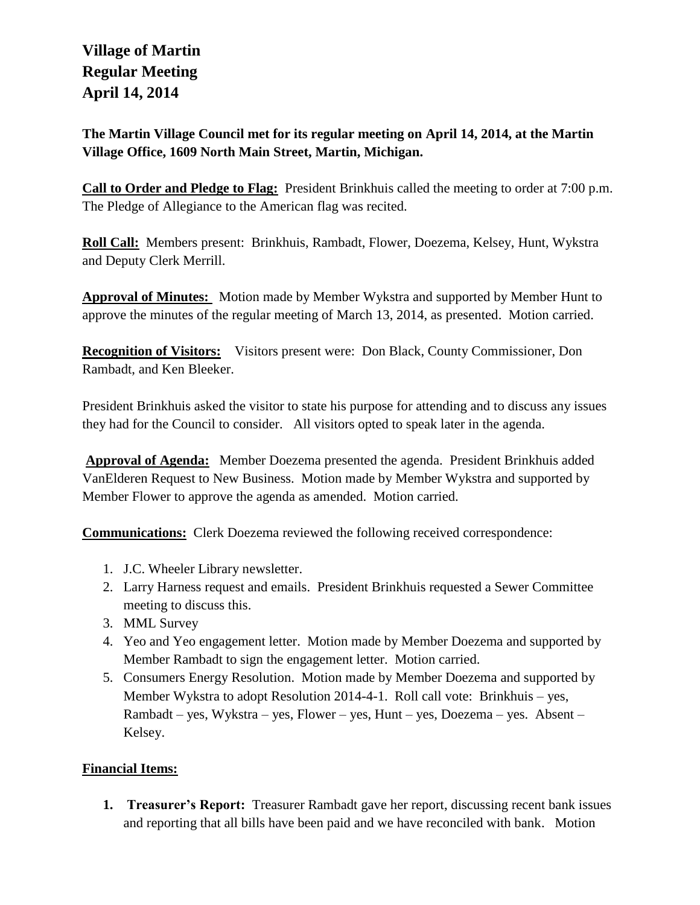# Village of Martin
# Regular Meeting
# April 14, 2014

**The Martin Village Council met for its regular meeting on April 14, 2014, at the Martin Village Office, 1609 North Main Street, Martin, Michigan.**

**Call to Order and Pledge to Flag:** President Brinkhuis called the meeting to order at 7:00 p.m. The Pledge of Allegiance to the American flag was recited.

**Roll Call:** Members present: Brinkhuis, Rambadt, Flower, Doezema, Kelsey, Hunt, Wykstra and Deputy Clerk Merrill.

**Approval of Minutes:** Motion made by Member Wykstra and supported by Member Hunt to approve the minutes of the regular meeting of March 13, 2014, as presented. Motion carried.

**Recognition of Visitors:** Visitors present were: Don Black, County Commissioner, Don Rambadt, and Ken Bleeker.

President Brinkhuis asked the visitor to state his purpose for attending and to discuss any issues they had for the Council to consider. All visitors opted to speak later in the agenda.

**Approval of Agenda:** Member Doezema presented the agenda. President Brinkhuis added VanElderen Request to New Business. Motion made by Member Wykstra and supported by Member Flower to approve the agenda as amended. Motion carried.

**Communications:** Clerk Doezema reviewed the following received correspondence:

1. J.C. Wheeler Library newsletter.
2. Larry Harness request and emails. President Brinkhuis requested a Sewer Committee meeting to discuss this.
3. MML Survey
4. Yeo and Yeo engagement letter. Motion made by Member Doezema and supported by Member Rambadt to sign the engagement letter. Motion carried.
5. Consumers Energy Resolution. Motion made by Member Doezema and supported by Member Wykstra to adopt Resolution 2014-4-1. Roll call vote: Brinkhuis – yes, Rambadt – yes, Wykstra – yes, Flower – yes, Hunt – yes, Doezema – yes. Absent – Kelsey.

**Financial Items:**

1. **Treasurer's Report:** Treasurer Rambadt gave her report, discussing recent bank issues and reporting that all bills have been paid and we have reconciled with bank. Motion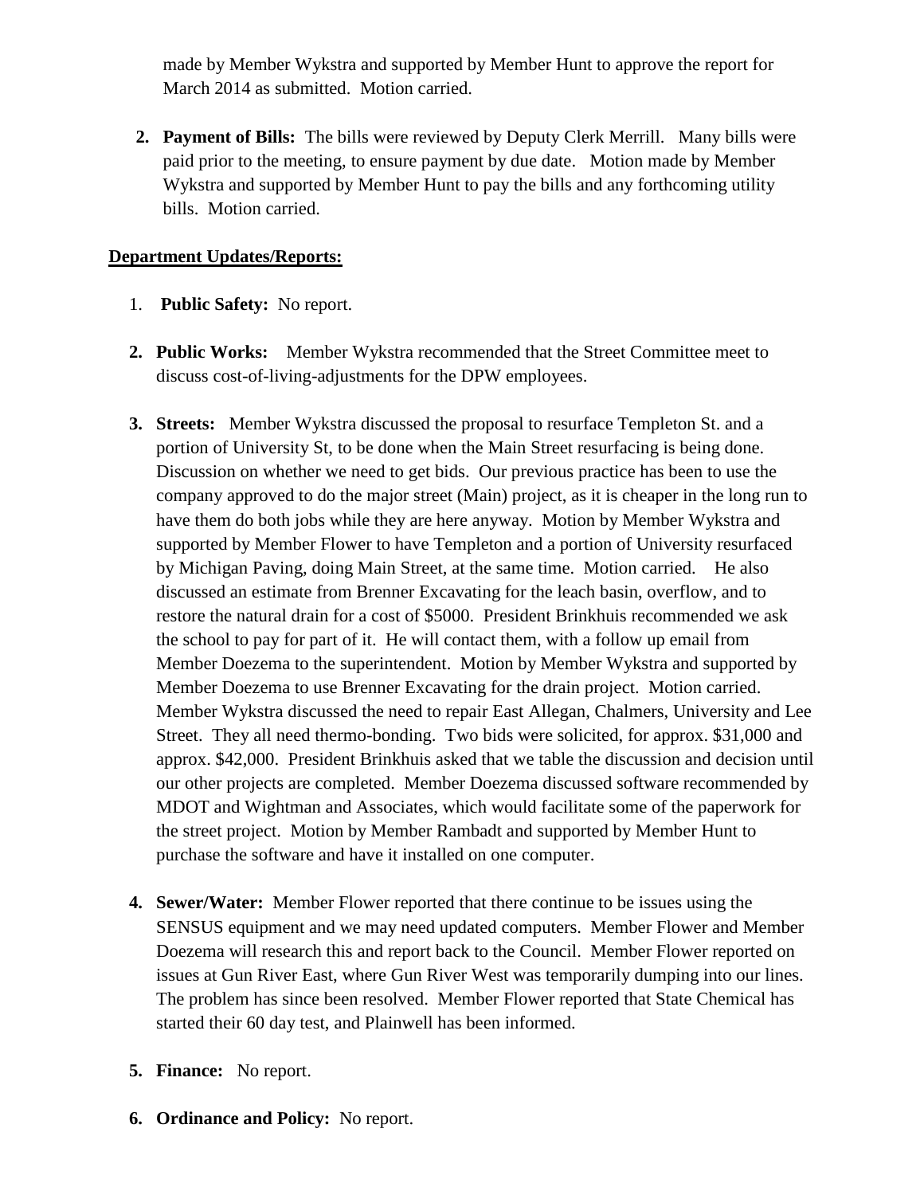made by Member Wykstra and supported by Member Hunt to approve the report for March 2014 as submitted. Motion carried.

2. **Payment of Bills:** The bills were reviewed by Deputy Clerk Merrill. Many bills were paid prior to the meeting, to ensure payment by due date. Motion made by Member Wykstra and supported by Member Hunt to pay the bills and any forthcoming utility bills. Motion carried.

**Department Updates/Reports:**

1. **Public Safety:** No report.

2. **Public Works:** Member Wykstra recommended that the Street Committee meet to discuss cost-of-living-adjustments for the DPW employees.

3. **Streets:** Member Wykstra discussed the proposal to resurface Templeton St. and a portion of University St, to be done when the Main Street resurfacing is being done. Discussion on whether we need to get bids. Our previous practice has been to use the company approved to do the major street (Main) project, as it is cheaper in the long run to have them do both jobs while they are here anyway. Motion by Member Wykstra and supported by Member Flower to have Templeton and a portion of University resurfaced by Michigan Paving, doing Main Street, at the same time. Motion carried. He also discussed an estimate from Brenner Excavating for the leach basin, overflow, and to restore the natural drain for a cost of $5000. President Brinkhuis recommended we ask the school to pay for part of it. He will contact them, with a follow up email from Member Doezema to the superintendent. Motion by Member Wykstra and supported by Member Doezema to use Brenner Excavating for the drain project. Motion carried. Member Wykstra discussed the need to repair East Allegan, Chalmers, University and Lee Street. They all need thermo-bonding. Two bids were solicited, for approx. $31,000 and approx. $42,000. President Brinkhuis asked that we table the discussion and decision until our other projects are completed. Member Doezema discussed software recommended by MDOT and Wightman and Associates, which would facilitate some of the paperwork for the street project. Motion by Member Rambadt and supported by Member Hunt to purchase the software and have it installed on one computer.

4. **Sewer/Water:** Member Flower reported that there continue to be issues using the SENSUS equipment and we may need updated computers. Member Flower and Member Doezema will research this and report back to the Council. Member Flower reported on issues at Gun River East, where Gun River West was temporarily dumping into our lines. The problem has since been resolved. Member Flower reported that State Chemical has started their 60 day test, and Plainwell has been informed.

5. **Finance:** No report.

6. **Ordinance and Policy:** No report.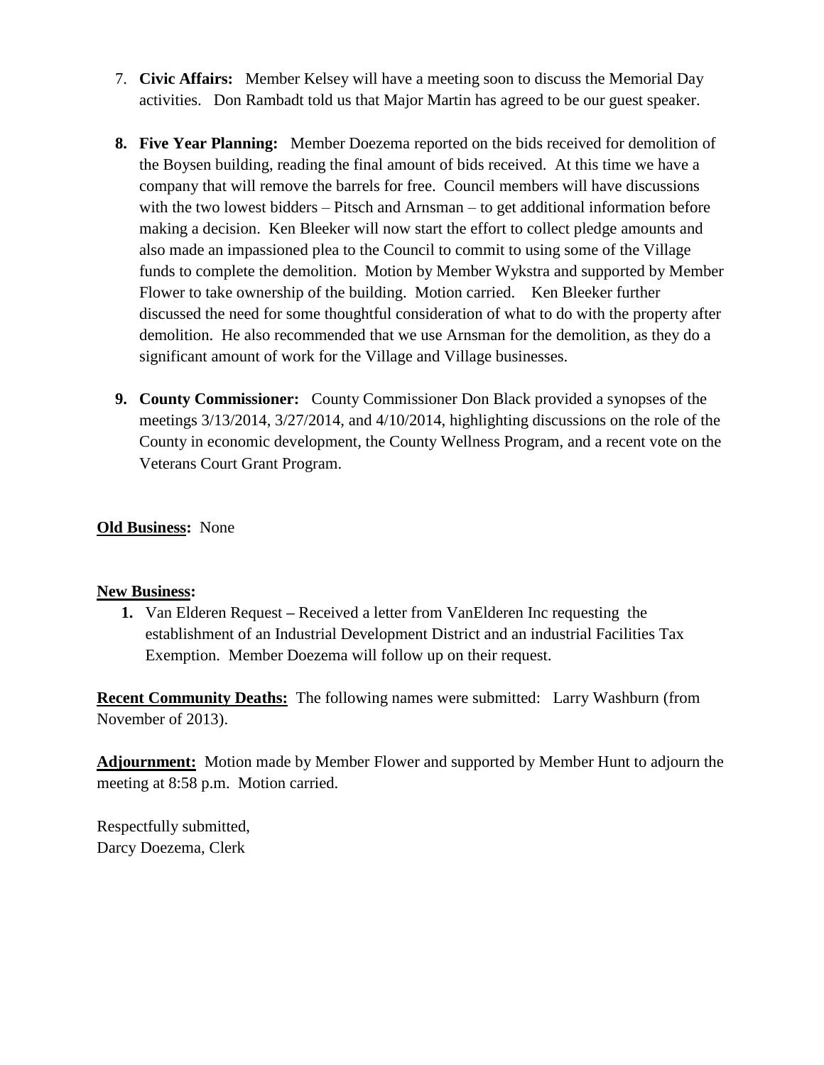7. **Civic Affairs:** Member Kelsey will have a meeting soon to discuss the Memorial Day activities. Don Rambadt told us that Major Martin has agreed to be our guest speaker.

8. **Five Year Planning:** Member Doezema reported on the bids received for demolition of the Boysen building, reading the final amount of bids received. At this time we have a company that will remove the barrels for free. Council members will have discussions with the two lowest bidders – Pitsch and Arnsman – to get additional information before making a decision. Ken Bleeker will now start the effort to collect pledge amounts and also made an impassioned plea to the Council to commit to using some of the Village funds to complete the demolition. Motion by Member Wykstra and supported by Member Flower to take ownership of the building. Motion carried. Ken Bleeker further discussed the need for some thoughtful consideration of what to do with the property after demolition. He also recommended that we use Arnsman for the demolition, as they do a significant amount of work for the Village and Village businesses.

9. **County Commissioner:** County Commissioner Don Black provided a synopses of the meetings 3/13/2014, 3/27/2014, and 4/10/2014, highlighting discussions on the role of the County in economic development, the County Wellness Program, and a recent vote on the Veterans Court Grant Program.

**Old Business:** None

**New Business:**

1. Van Elderen Request – Received a letter from VanElderen Inc requesting the establishment of an Industrial Development District and an industrial Facilities Tax Exemption. Member Doezema will follow up on their request.

**Recent Community Deaths:** The following names were submitted: Larry Washburn (from November of 2013).

**Adjournment:** Motion made by Member Flower and supported by Member Hunt to adjourn the meeting at 8:58 p.m. Motion carried.

Respectfully submitted,
Darcy Doezema, Clerk